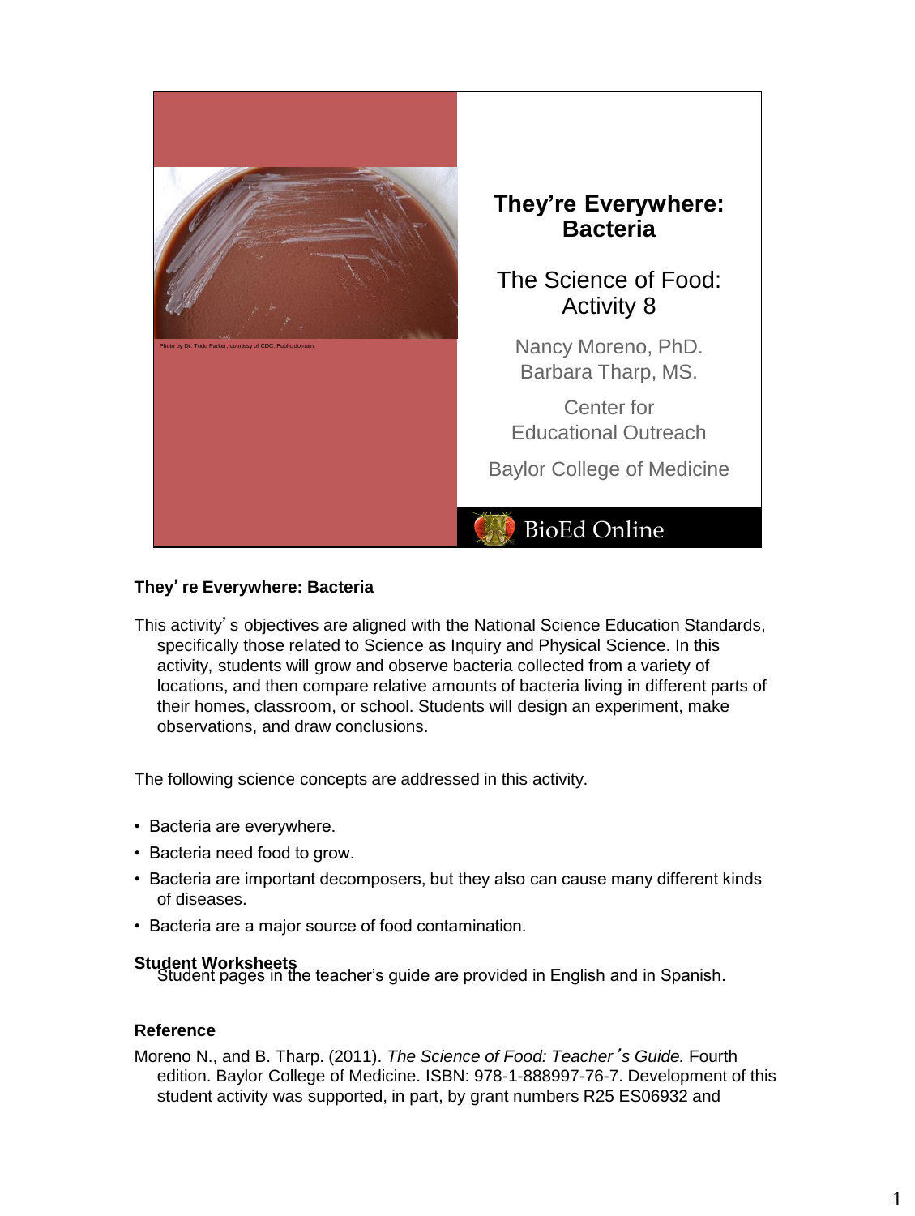## They're Everywhere: Bacteria

### The Science of Food: Activity 8

Nancy Moreno, PhD.
Barbara Tharp, MS.

Center for Educational Outreach

Baylor College of Medicine

BioEd Online

Photo by Dr. Todd Parker, courtesy of CDC. Public domain.

**They' re Everywhere: Bacteria**

This activity' s objectives are aligned with the National Science Education Standards, specifically those related to Science as Inquiry and Physical Science. In this activity, students will grow and observe bacteria collected from a variety of locations, and then compare relative amounts of bacteria living in different parts of their homes, classroom, or school. Students will design an experiment, make observations, and draw conclusions.

The following science concepts are addressed in this activity.

- Bacteria are everywhere.
- Bacteria need food to grow.
- Bacteria are important decomposers, but they also can cause many different kinds of diseases.
- Bacteria are a major source of food contamination.

**Student Worksheets**

Student pages in the teacher's guide are provided in English and in Spanish.

**Reference**

Moreno N., and B. Tharp. (2011). *The Science of Food: Teacher' s Guide.* Fourth edition. Baylor College of Medicine. ISBN: 978-1-888997-76-7. Development of this student activity was supported, in part, by grant numbers R25 ES06932 and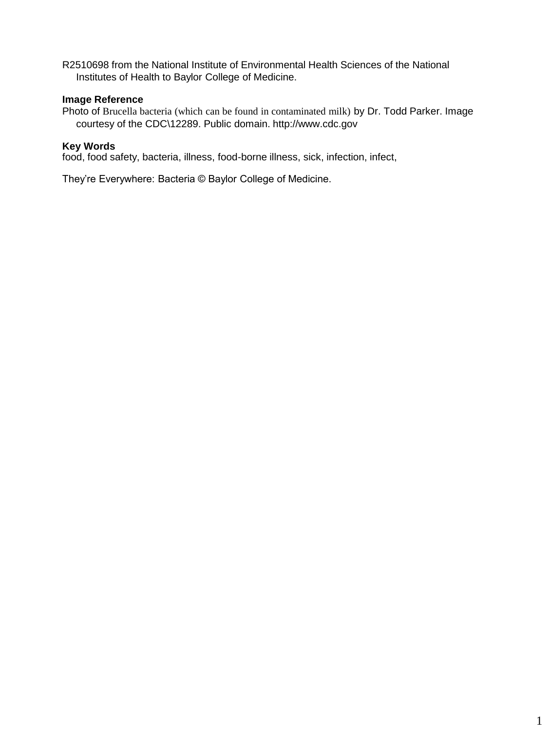R2510698 from the National Institute of Environmental Health Sciences of the National Institutes of Health to Baylor College of Medicine.

**Image Reference**
Photo of Brucella bacteria (which can be found in contaminated milk) by Dr. Todd Parker. Image courtesy of the CDC\12289. Public domain. http://www.cdc.gov

**Key Words**
food, food safety, bacteria, illness, food-borne illness, sick, infection, infect,

They're Everywhere: Bacteria © Baylor College of Medicine.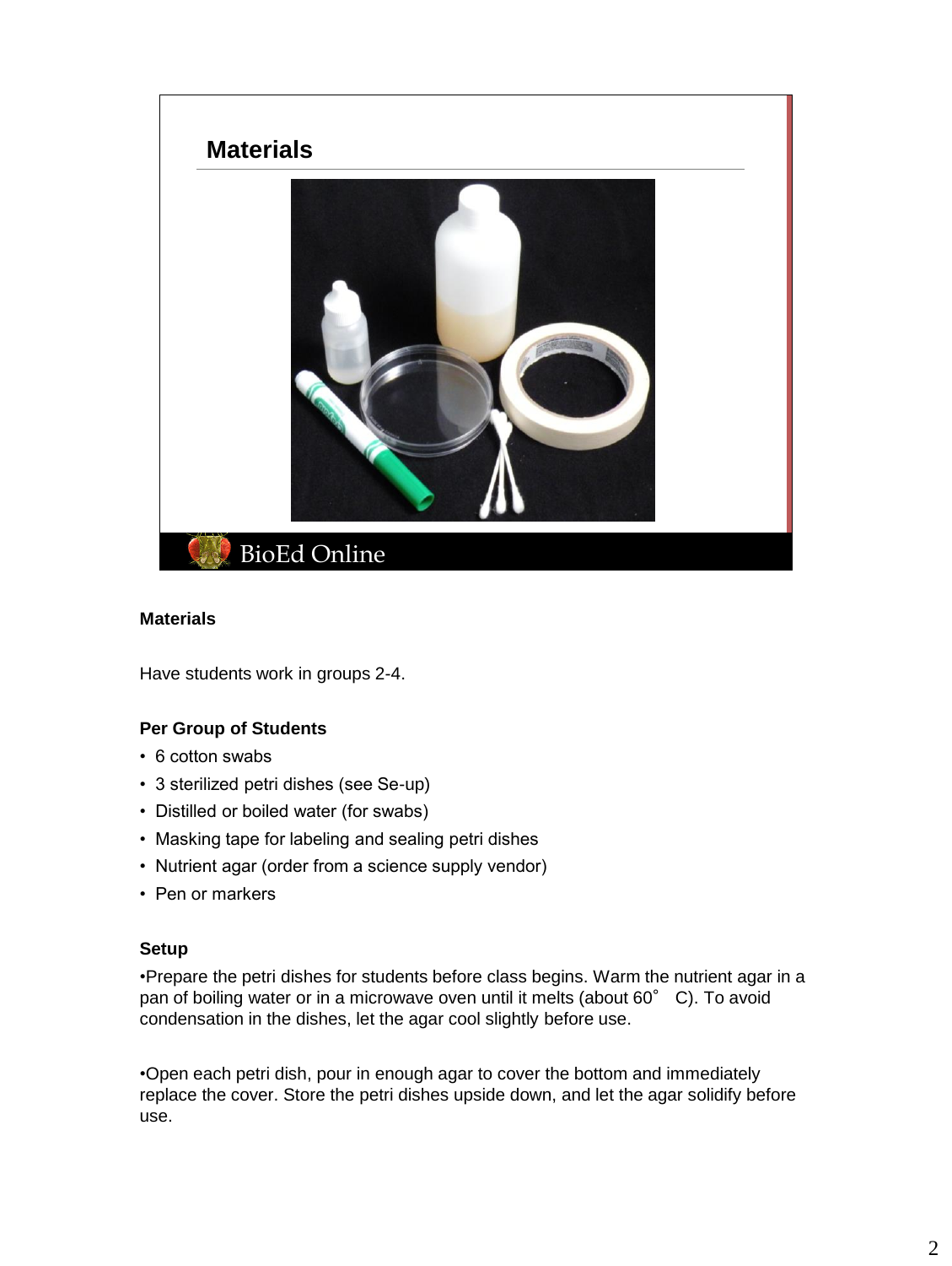## Materials

BioEd Online

### Materials

Have students work in groups 2-4.

**Per Group of Students**

- 6 cotton swabs
- 3 sterilized petri dishes (see Se-up)
- Distilled or boiled water (for swabs)
- Masking tape for labeling and sealing petri dishes
- Nutrient agar (order from a science supply vendor)
- Pen or markers

**Setup**

•Prepare the petri dishes for students before class begins. Warm the nutrient agar in a pan of boiling water or in a microwave oven until it melts (about 60° C). To avoid condensation in the dishes, let the agar cool slightly before use.

•Open each petri dish, pour in enough agar to cover the bottom and immediately replace the cover. Store the petri dishes upside down, and let the agar solidify before use.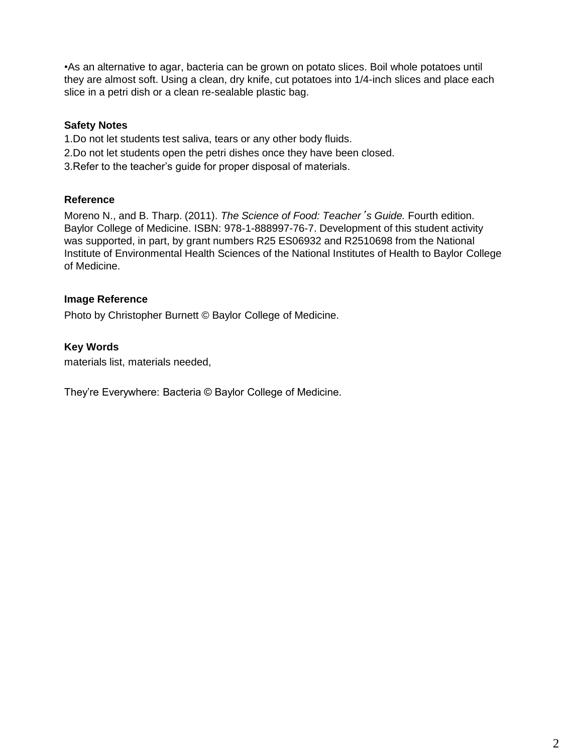•As an alternative to agar, bacteria can be grown on potato slices. Boil whole potatoes until they are almost soft. Using a clean, dry knife, cut potatoes into 1/4-inch slices and place each slice in a petri dish or a clean re-sealable plastic bag.

**Safety Notes**

1.Do not let students test saliva, tears or any other body fluids.
2.Do not let students open the petri dishes once they have been closed.
3.Refer to the teacher's guide for proper disposal of materials.

**Reference**

Moreno N., and B. Tharp. (2011). *The Science of Food: Teacher's Guide.* Fourth edition. Baylor College of Medicine. ISBN: 978-1-888997-76-7. Development of this student activity was supported, in part, by grant numbers R25 ES06932 and R2510698 from the National Institute of Environmental Health Sciences of the National Institutes of Health to Baylor College of Medicine.

**Image Reference**

Photo by Christopher Burnett © Baylor College of Medicine.

**Key Words**

materials list, materials needed,

They're Everywhere: Bacteria © Baylor College of Medicine.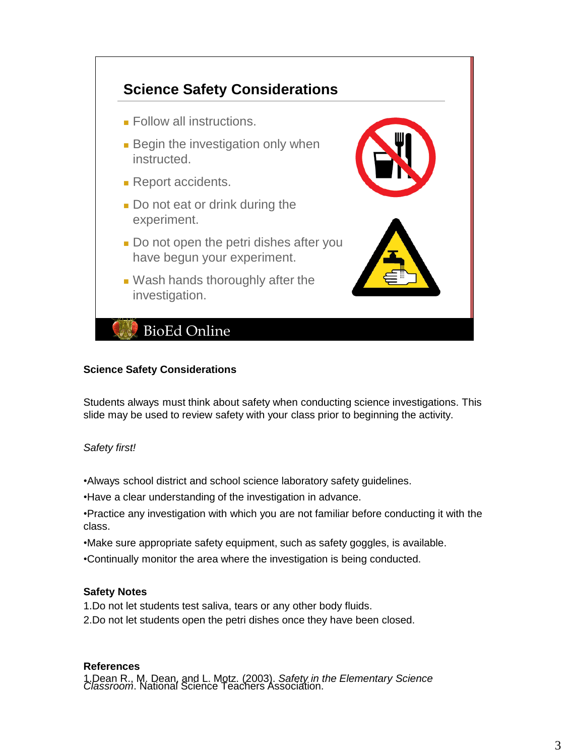## Science Safety Considerations

- Follow all instructions.
- Begin the investigation only when instructed.
- Report accidents.
- Do not eat or drink during the experiment.
- Do not open the petri dishes after you have begun your experiment.
- Wash hands thoroughly after the investigation.

BioEd Online

**Science Safety Considerations**

Students always must think about safety when conducting science investigations. This slide may be used to review safety with your class prior to beginning the activity.

*Safety first!*

- •Always school district and school science laboratory safety guidelines.
- •Have a clear understanding of the investigation in advance.
- •Practice any investigation with which you are not familiar before conducting it with the class.
- •Make sure appropriate safety equipment, such as safety goggles, is available.
- •Continually monitor the area where the investigation is being conducted.

**Safety Notes**

1. Do not let students test saliva, tears or any other body fluids.
2. Do not let students open the petri dishes once they have been closed.

**References**

1. Dean R., M. Dean, and L. Motz. (2003). *Safety in the Elementary Science Classroom*. National Science Teachers Association.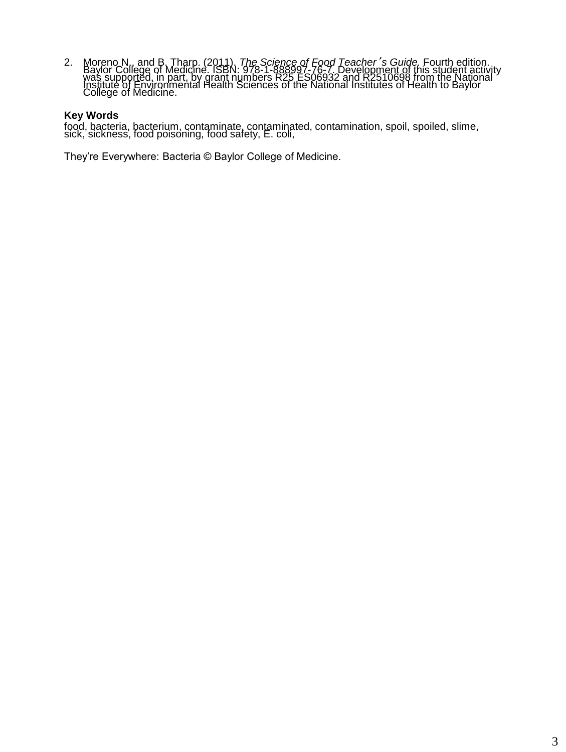2. Moreno N., and B. Tharp. (2011). *The Science of Food Teacher's Guide.* Fourth edition. Baylor College of Medicine. ISBN: 978-1-888997-76-7. Development of this student activity was supported, in part, by grant numbers R25 ES06932 and R2510698 from the National Institute of Environmental Health Sciences of the National Institutes of Health to Baylor College of Medicine.

**Key Words**

food, bacteria, bacterium, contaminate, contaminated, contamination, spoil, spoiled, slime, sick, sickness, food poisoning, food safety, E. coli,

They're Everywhere: Bacteria © Baylor College of Medicine.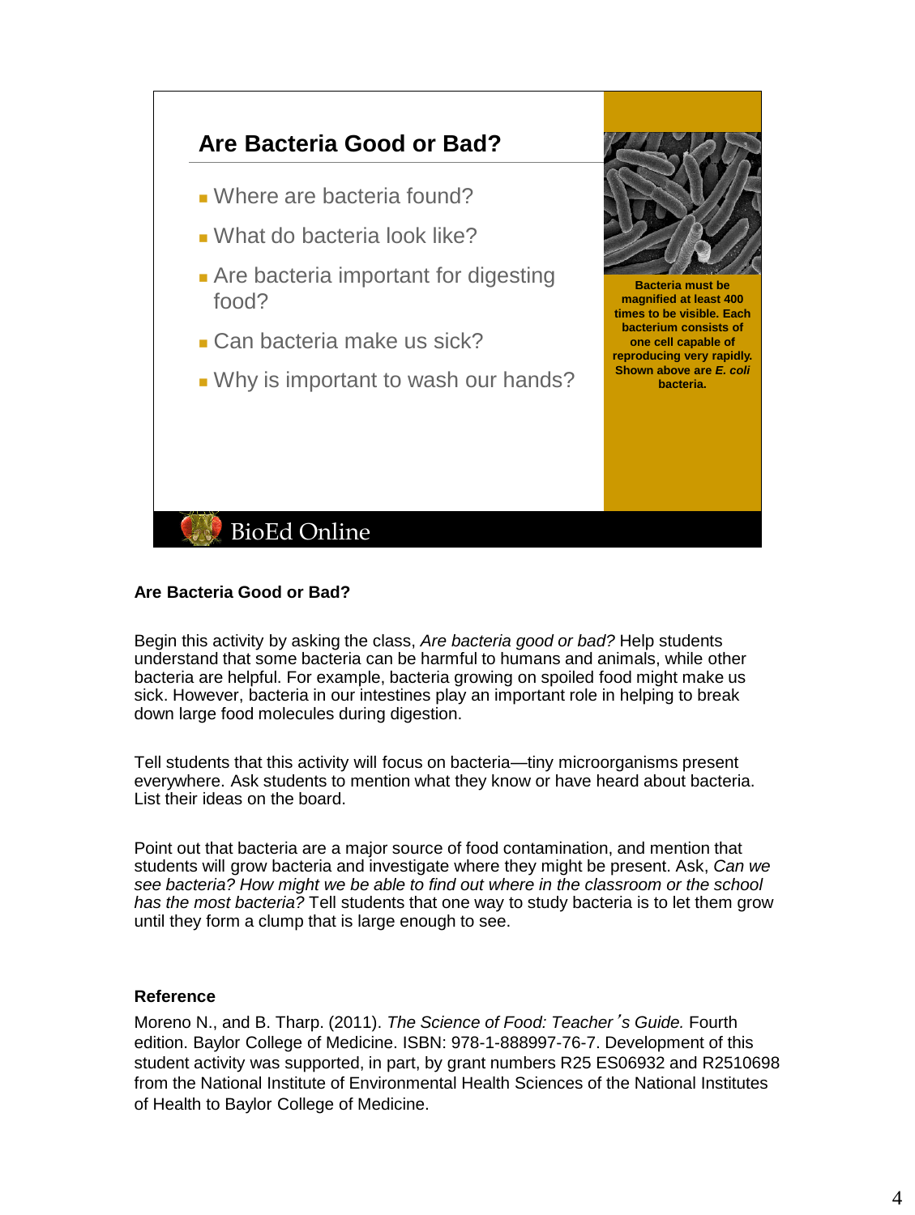## Are Bacteria Good or Bad?

- Where are bacteria found?
- What do bacteria look like?
- Are bacteria important for digesting food?
- Can bacteria make us sick?
- Why is important to wash our hands?

**Bacteria must be magnified at least 400 times to be visible. Each bacterium consists of one cell capable of reproducing very rapidly. Shown above are *E. coli* bacteria.**

BioEd Online

**Are Bacteria Good or Bad?**

Begin this activity by asking the class, *Are bacteria good or bad?* Help students understand that some bacteria can be harmful to humans and animals, while other bacteria are helpful. For example, bacteria growing on spoiled food might make us sick. However, bacteria in our intestines play an important role in helping to break down large food molecules during digestion.

Tell students that this activity will focus on bacteria—tiny microorganisms present everywhere. Ask students to mention what they know or have heard about bacteria. List their ideas on the board.

Point out that bacteria are a major source of food contamination, and mention that students will grow bacteria and investigate where they might be present. Ask, *Can we see bacteria? How might we be able to find out where in the classroom or the school has the most bacteria?* Tell students that one way to study bacteria is to let them grow until they form a clump that is large enough to see.

**Reference**

Moreno N., and B. Tharp. (2011). *The Science of Food: Teacher's Guide.* Fourth edition. Baylor College of Medicine. ISBN: 978-1-888997-76-7. Development of this student activity was supported, in part, by grant numbers R25 ES06932 and R2510698 from the National Institute of Environmental Health Sciences of the National Institutes of Health to Baylor College of Medicine.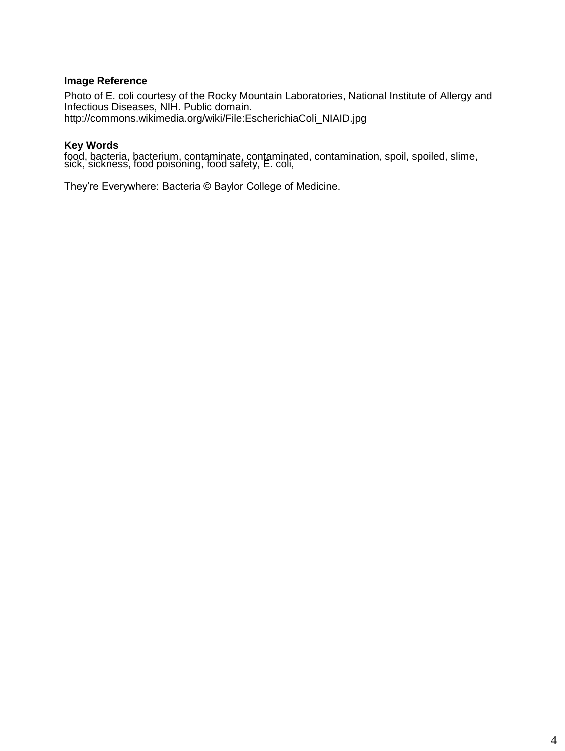### Image Reference

Photo of E. coli courtesy of the Rocky Mountain Laboratories, National Institute of Allergy and Infectious Diseases, NIH. Public domain.
http://commons.wikimedia.org/wiki/File:EscherichiaColi_NIAID.jpg

### Key Words

food, bacteria, bacterium, contaminate, contaminated, contamination, spoil, spoiled, slime, sick, sickness, food poisoning, food safety, E. coli,

They're Everywhere: Bacteria © Baylor College of Medicine.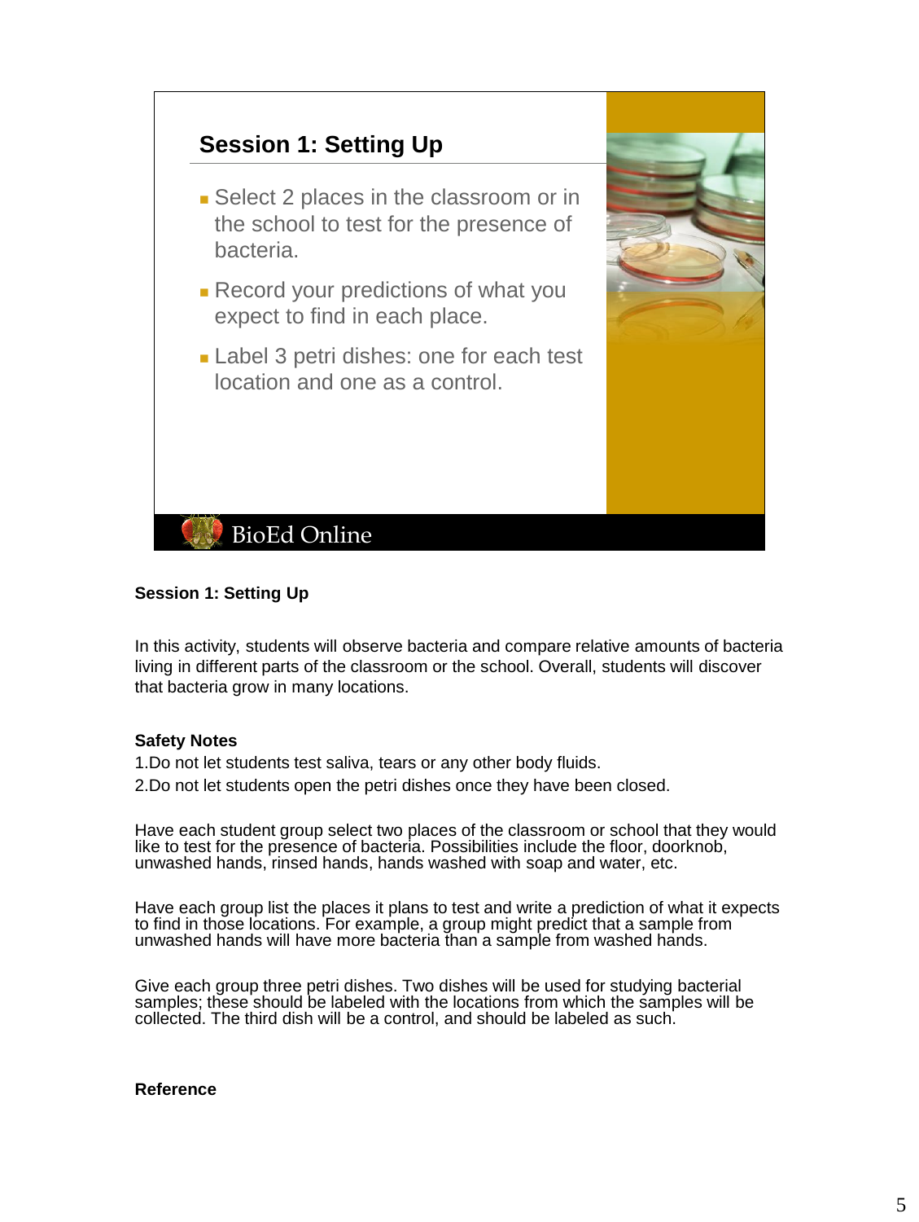## Session 1: Setting Up

- Select 2 places in the classroom or in the school to test for the presence of bacteria.
- Record your predictions of what you expect to find in each place.
- Label 3 petri dishes: one for each test location and one as a control.

BioEd Online

**Session 1: Setting Up**

In this activity, students will observe bacteria and compare relative amounts of bacteria living in different parts of the classroom or the school. Overall, students will discover that bacteria grow in many locations.

**Safety Notes**

1. Do not let students test saliva, tears or any other body fluids.
2. Do not let students open the petri dishes once they have been closed.

Have each student group select two places of the classroom or school that they would like to test for the presence of bacteria. Possibilities include the floor, doorknob, unwashed hands, rinsed hands, hands washed with soap and water, etc.

Have each group list the places it plans to test and write a prediction of what it expects to find in those locations. For example, a group might predict that a sample from unwashed hands will have more bacteria than a sample from washed hands.

Give each group three petri dishes. Two dishes will be used for studying bacterial samples; these should be labeled with the locations from which the samples will be collected. The third dish will be a control, and should be labeled as such.

**Reference**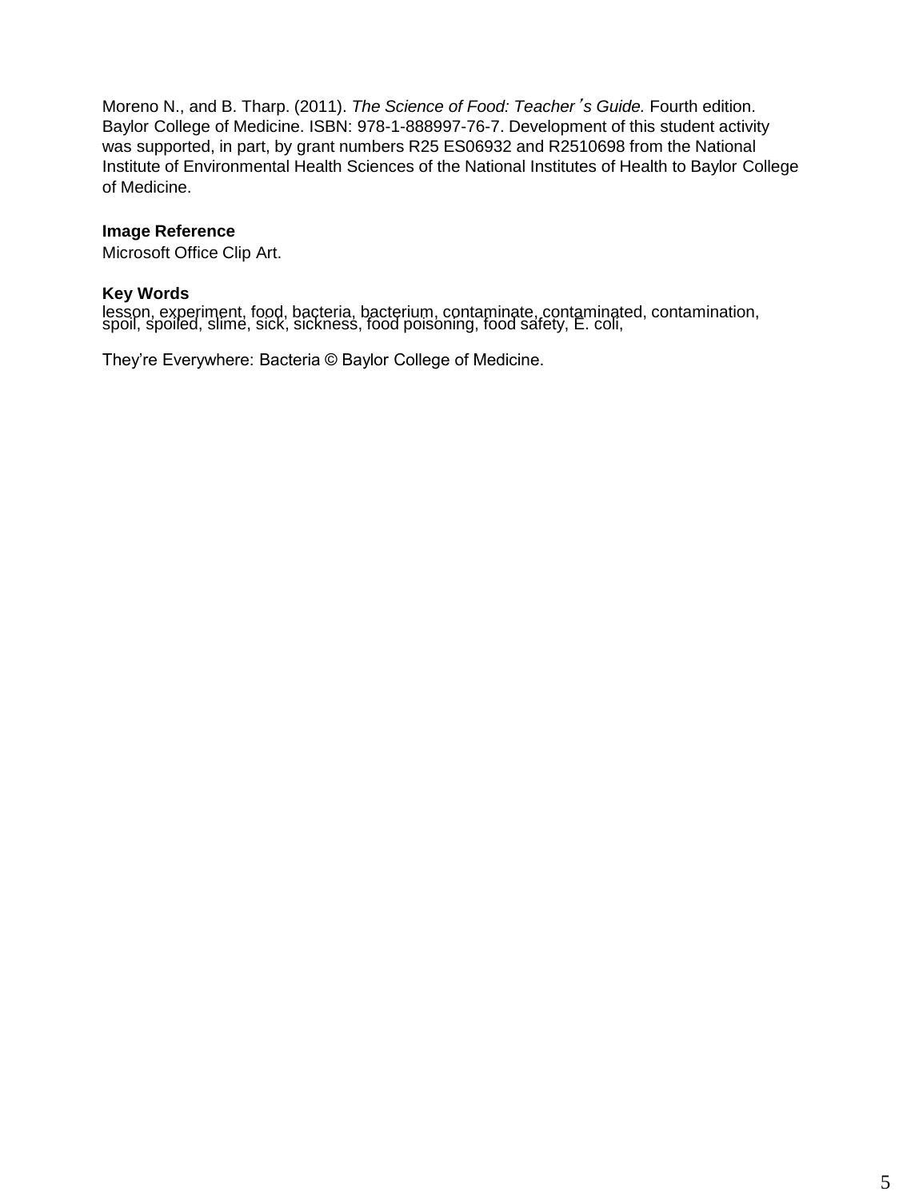Moreno N., and B. Tharp. (2011). *The Science of Food: Teacher's Guide.* Fourth edition. Baylor College of Medicine. ISBN: 978-1-888997-76-7. Development of this student activity was supported, in part, by grant numbers R25 ES06932 and R2510698 from the National Institute of Environmental Health Sciences of the National Institutes of Health to Baylor College of Medicine.

**Image Reference**

Microsoft Office Clip Art.

**Key Words**

lesson, experiment, food, bacteria, bacterium, contaminate, contaminated, contamination, spoil, spoiled, slime, sick, sickness, food poisoning, food safety, E. coli,

They're Everywhere: Bacteria © Baylor College of Medicine.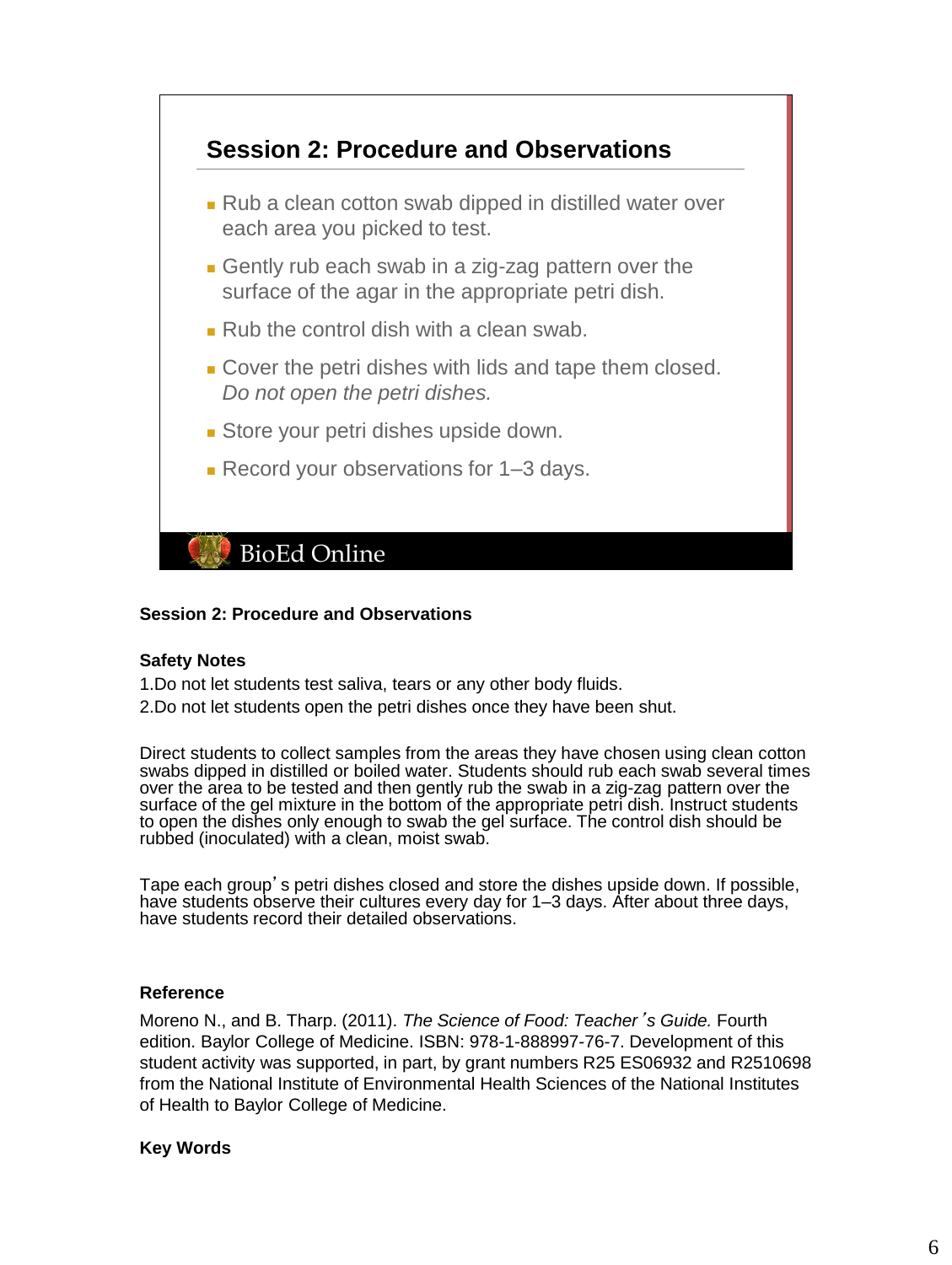## Session 2: Procedure and Observations

- Rub a clean cotton swab dipped in distilled water over each area you picked to test.
- Gently rub each swab in a zig-zag pattern over the surface of the agar in the appropriate petri dish.
- Rub the control dish with a clean swab.
- Cover the petri dishes with lids and tape them closed. *Do not open the petri dishes.*
- Store your petri dishes upside down.
- Record your observations for 1–3 days.

BioEd Online

**Session 2: Procedure and Observations**

**Safety Notes**

1. Do not let students test saliva, tears or any other body fluids.
2. Do not let students open the petri dishes once they have been shut.

Direct students to collect samples from the areas they have chosen using clean cotton swabs dipped in distilled or boiled water. Students should rub each swab several times over the area to be tested and then gently rub the swab in a zig-zag pattern over the surface of the gel mixture in the bottom of the appropriate petri dish. Instruct students to open the dishes only enough to swab the gel surface. The control dish should be rubbed (inoculated) with a clean, moist swab.

Tape each group's petri dishes closed and store the dishes upside down. If possible, have students observe their cultures every day for 1–3 days. After about three days, have students record their detailed observations.

**Reference**

Moreno N., and B. Tharp. (2011). *The Science of Food: Teacher's Guide.* Fourth edition. Baylor College of Medicine. ISBN: 978-1-888997-76-7. Development of this student activity was supported, in part, by grant numbers R25 ES06932 and R2510698 from the National Institute of Environmental Health Sciences of the National Institutes of Health to Baylor College of Medicine.

**Key Words**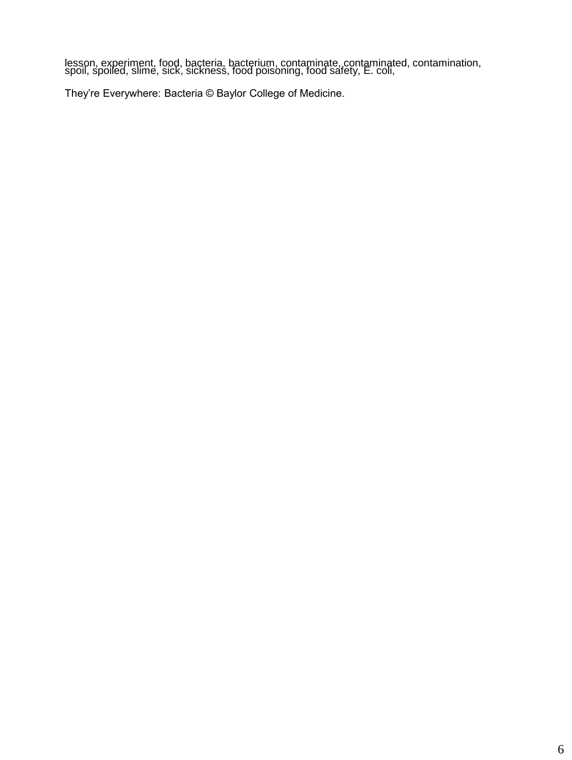lesson, experiment, food, bacteria, bacterium, contaminate, contaminated, contamination, spoil, spoiled, slime, sick, sickness, food poisoning, food safety, E. coli,

They're Everywhere: Bacteria © Baylor College of Medicine.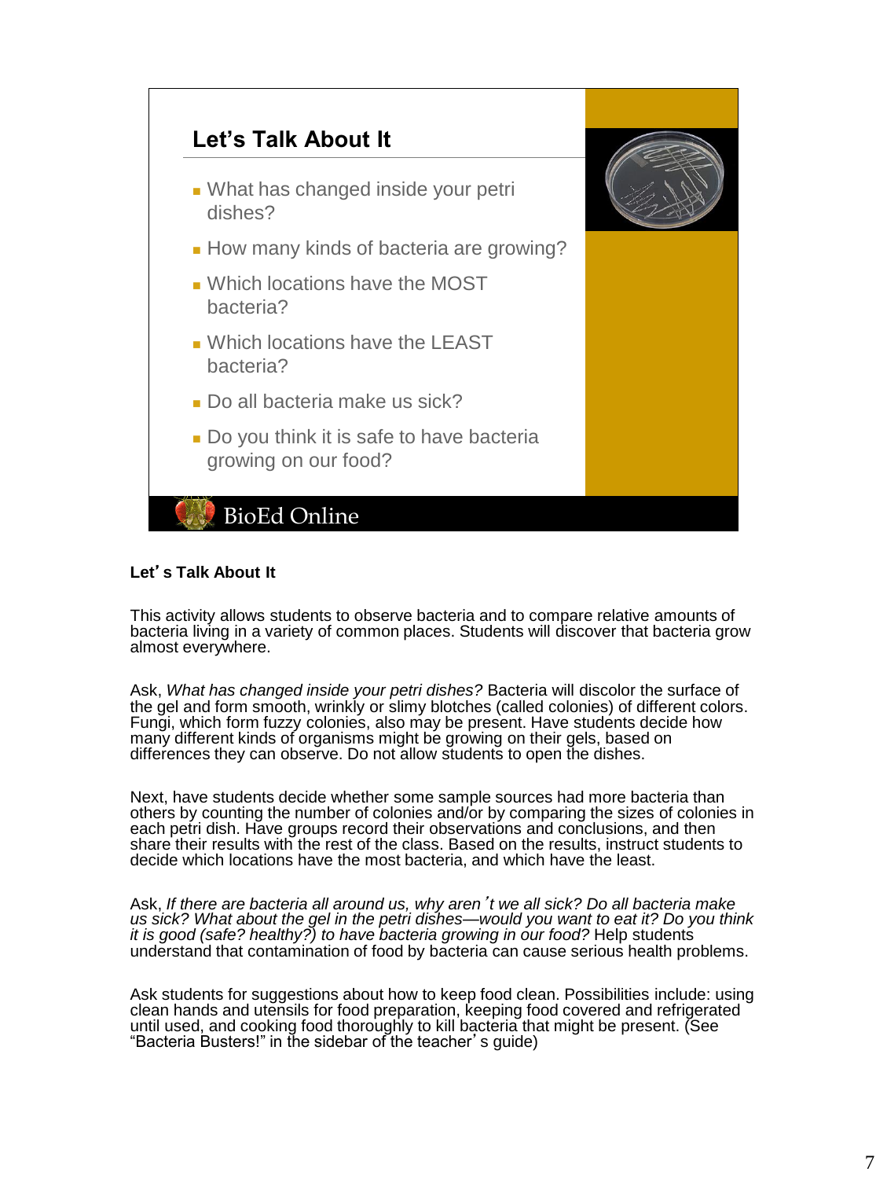## Let's Talk About It

- What has changed inside your petri dishes?
- How many kinds of bacteria are growing?
- Which locations have the MOST bacteria?
- Which locations have the LEAST bacteria?
- Do all bacteria make us sick?
- Do you think it is safe to have bacteria growing on our food?

BioEd Online

**Let's Talk About It**

This activity allows students to observe bacteria and to compare relative amounts of bacteria living in a variety of common places. Students will discover that bacteria grow almost everywhere.

Ask, *What has changed inside your petri dishes?* Bacteria will discolor the surface of the gel and form smooth, wrinkly or slimy blotches (called colonies) of different colors. Fungi, which form fuzzy colonies, also may be present. Have students decide how many different kinds of organisms might be growing on their gels, based on differences they can observe. Do not allow students to open the dishes.

Next, have students decide whether some sample sources had more bacteria than others by counting the number of colonies and/or by comparing the sizes of colonies in each petri dish. Have groups record their observations and conclusions, and then share their results with the rest of the class. Based on the results, instruct students to decide which locations have the most bacteria, and which have the least.

Ask, *If there are bacteria all around us, why aren't we all sick? Do all bacteria make us sick? What about the gel in the petri dishes—would you want to eat it? Do you think it is good (safe? healthy?) to have bacteria growing in our food?* Help students understand that contamination of food by bacteria can cause serious health problems.

Ask students for suggestions about how to keep food clean. Possibilities include: using clean hands and utensils for food preparation, keeping food covered and refrigerated until used, and cooking food thoroughly to kill bacteria that might be present. (See "Bacteria Busters!" in the sidebar of the teacher's guide)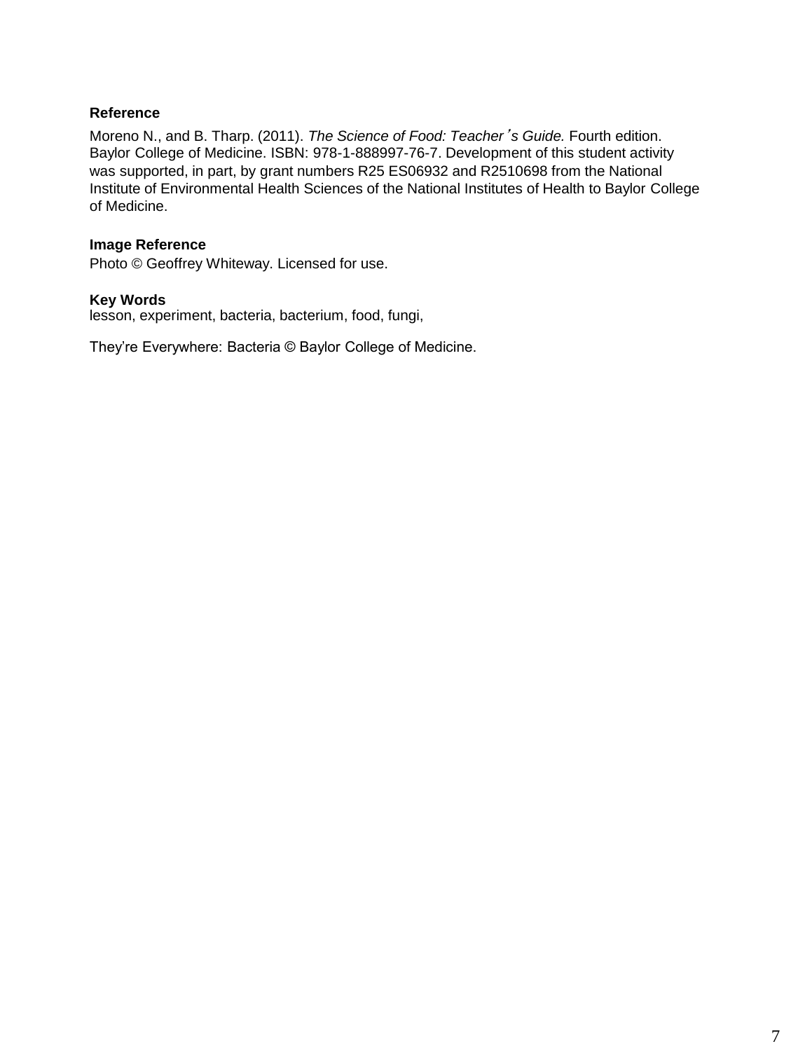**Reference**

Moreno N., and B. Tharp. (2011). *The Science of Food: Teacher's Guide.* Fourth edition. Baylor College of Medicine. ISBN: 978-1-888997-76-7. Development of this student activity was supported, in part, by grant numbers R25 ES06932 and R2510698 from the National Institute of Environmental Health Sciences of the National Institutes of Health to Baylor College of Medicine.

**Image Reference**

Photo © Geoffrey Whiteway. Licensed for use.

**Key Words**

lesson, experiment, bacteria, bacterium, food, fungi,

They're Everywhere: Bacteria © Baylor College of Medicine.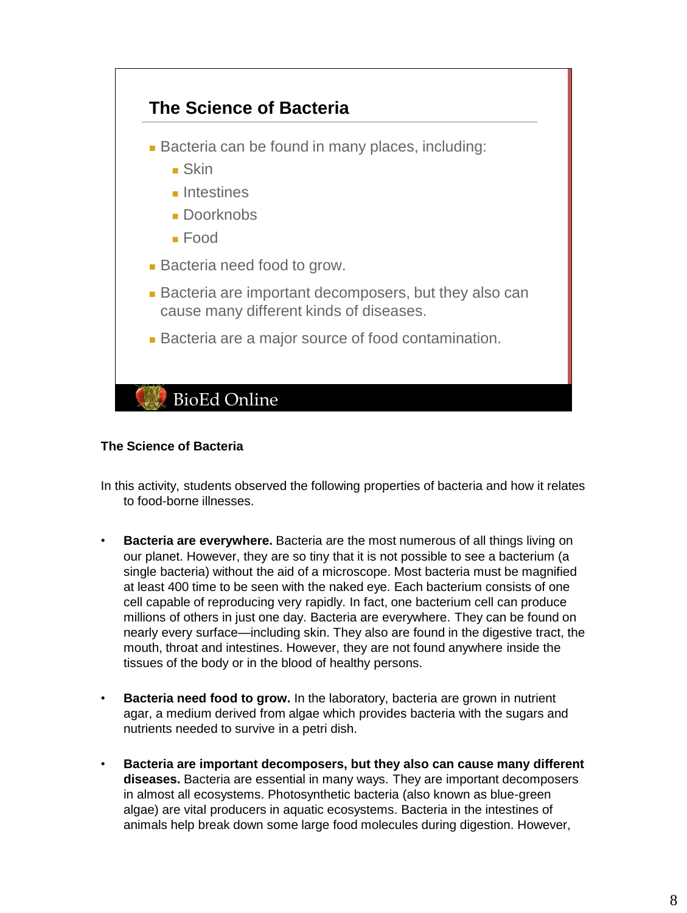## The Science of Bacteria

- Bacteria can be found in many places, including:
  - Skin
  - Intestines
  - Doorknobs
  - Food
- Bacteria need food to grow.
- Bacteria are important decomposers, but they also can cause many different kinds of diseases.
- Bacteria are a major source of food contamination.

BioEd Online

### The Science of Bacteria

In this activity, students observed the following properties of bacteria and how it relates to food-borne illnesses.

- **Bacteria are everywhere.** Bacteria are the most numerous of all things living on our planet. However, they are so tiny that it is not possible to see a bacterium (a single bacteria) without the aid of a microscope. Most bacteria must be magnified at least 400 time to be seen with the naked eye. Each bacterium consists of one cell capable of reproducing very rapidly. In fact, one bacterium cell can produce millions of others in just one day. Bacteria are everywhere. They can be found on nearly every surface—including skin. They also are found in the digestive tract, the mouth, throat and intestines. However, they are not found anywhere inside the tissues of the body or in the blood of healthy persons.

- **Bacteria need food to grow.** In the laboratory, bacteria are grown in nutrient agar, a medium derived from algae which provides bacteria with the sugars and nutrients needed to survive in a petri dish.

- **Bacteria are important decomposers, but they also can cause many different diseases.** Bacteria are essential in many ways. They are important decomposers in almost all ecosystems. Photosynthetic bacteria (also known as blue-green algae) are vital producers in aquatic ecosystems. Bacteria in the intestines of animals help break down some large food molecules during digestion. However,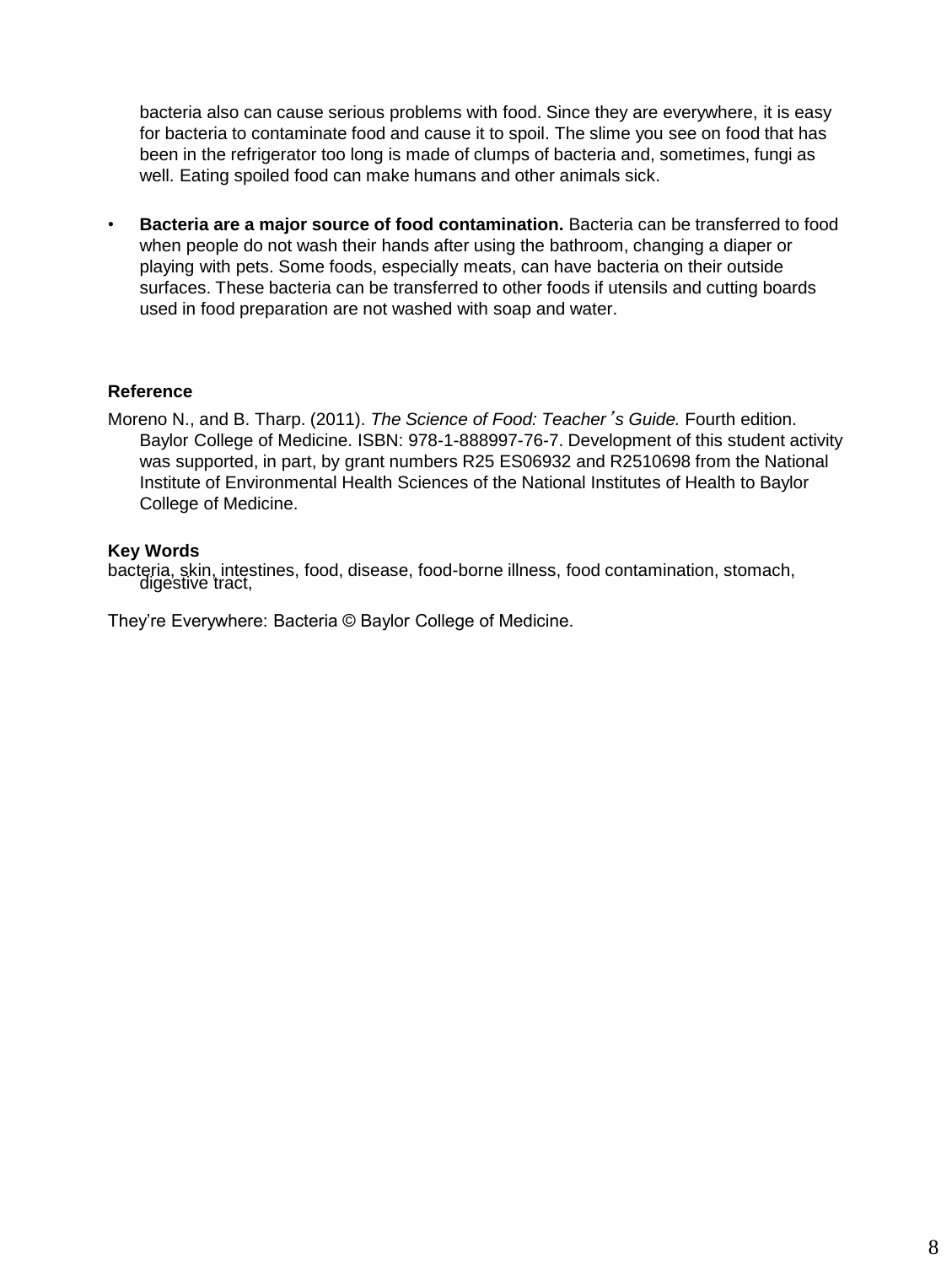bacteria also can cause serious problems with food. Since they are everywhere, it is easy for bacteria to contaminate food and cause it to spoil. The slime you see on food that has been in the refrigerator too long is made of clumps of bacteria and, sometimes, fungi as well. Eating spoiled food can make humans and other animals sick.

- **Bacteria are a major source of food contamination.** Bacteria can be transferred to food when people do not wash their hands after using the bathroom, changing a diaper or playing with pets. Some foods, especially meats, can have bacteria on their outside surfaces. These bacteria can be transferred to other foods if utensils and cutting boards used in food preparation are not washed with soap and water.

**Reference**

Moreno N., and B. Tharp. (2011). *The Science of Food: Teacher's Guide.* Fourth edition. Baylor College of Medicine. ISBN: 978-1-888997-76-7. Development of this student activity was supported, in part, by grant numbers R25 ES06932 and R2510698 from the National Institute of Environmental Health Sciences of the National Institutes of Health to Baylor College of Medicine.

**Key Words**

bacteria, skin, intestines, food, disease, food-borne illness, food contamination, stomach, digestive tract,

They're Everywhere: Bacteria © Baylor College of Medicine.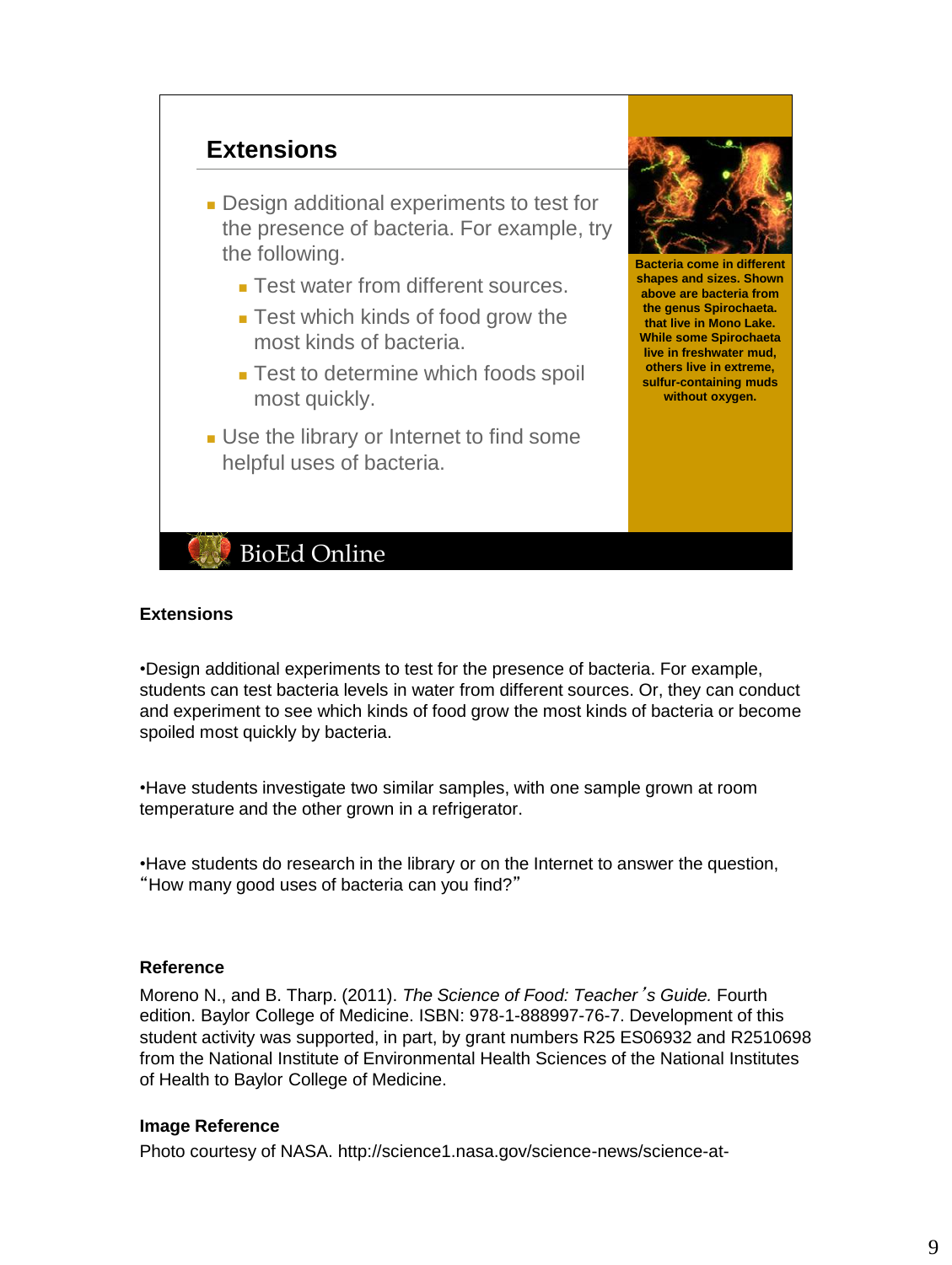## Extensions

- Design additional experiments to test for the presence of bacteria. For example, try the following.
  - Test water from different sources.
  - Test which kinds of food grow the most kinds of bacteria.
  - Test to determine which foods spoil most quickly.
- Use the library or Internet to find some helpful uses of bacteria.

Bacteria come in different shapes and sizes. Shown above are bacteria from the genus Spirochaeta. that live in Mono Lake. While some Spirochaeta live in freshwater mud, others live in extreme, sulfur-containing muds without oxygen.

BioEd Online

**Extensions**

•Design additional experiments to test for the presence of bacteria. For example, students can test bacteria levels in water from different sources. Or, they can conduct and experiment to see which kinds of food grow the most kinds of bacteria or become spoiled most quickly by bacteria.

•Have students investigate two similar samples, with one sample grown at room temperature and the other grown in a refrigerator.

•Have students do research in the library or on the Internet to answer the question, "How many good uses of bacteria can you find?"

**Reference**

Moreno N., and B. Tharp. (2011). *The Science of Food: Teacher's Guide.* Fourth edition. Baylor College of Medicine. ISBN: 978-1-888997-76-7. Development of this student activity was supported, in part, by grant numbers R25 ES06932 and R2510698 from the National Institute of Environmental Health Sciences of the National Institutes of Health to Baylor College of Medicine.

**Image Reference**

Photo courtesy of NASA. http://science1.nasa.gov/science-news/science-at-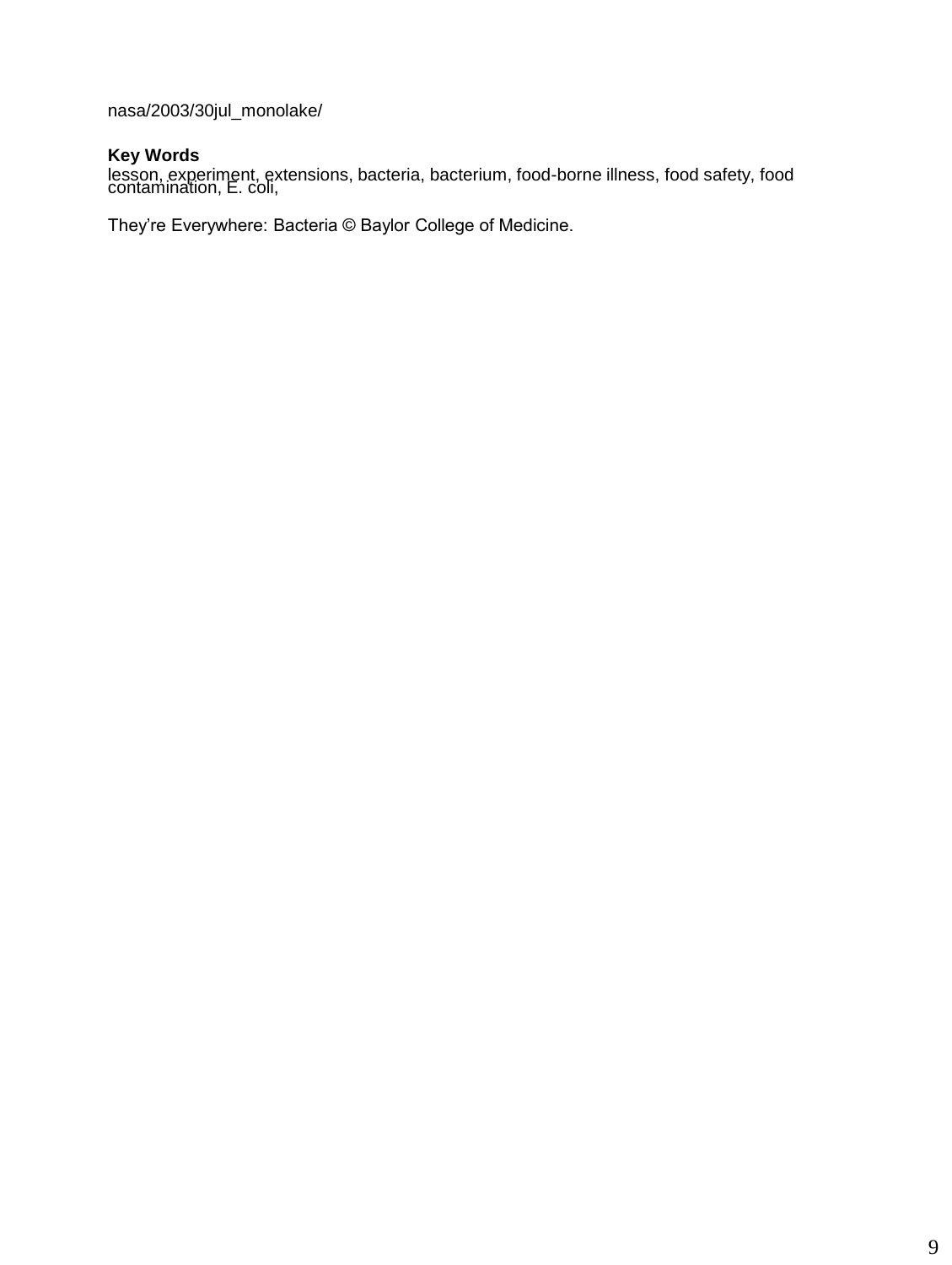nasa/2003/30jul_monolake/

**Key Words**

lesson, experiment, extensions, bacteria, bacterium, food-borne illness, food safety, food contamination, E. coli,

They’re Everywhere: Bacteria © Baylor College of Medicine.